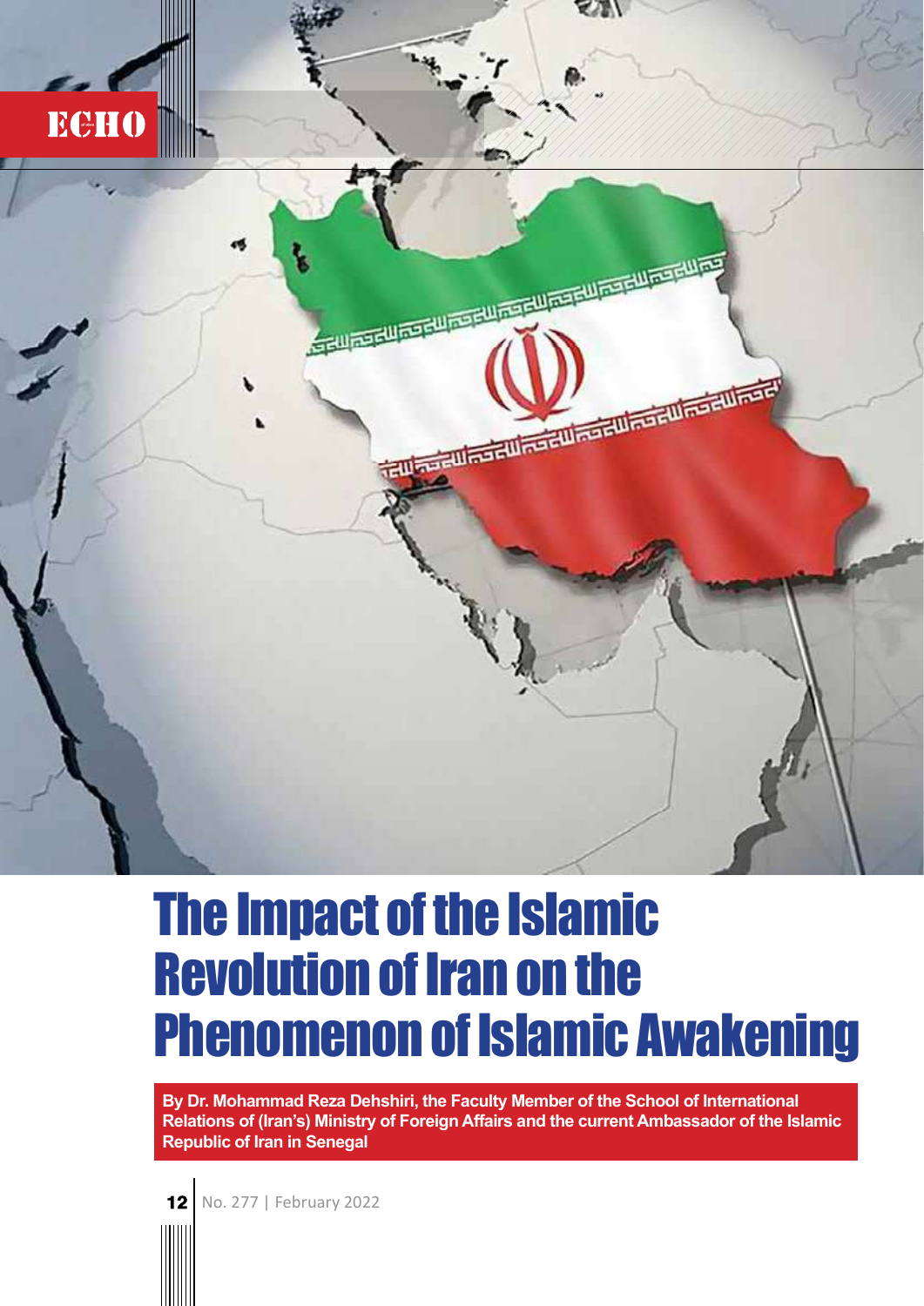# The Impact of the Islamic Revolution of Iran on the Phenomenon of Islamic Awakening

**By Dr. Mohammad Reza Dehshiri, the Faculty Member of the School of International Relations of (Iran's) Ministry of Foreign Affairs and the current Ambassador of the Islamic Republic of Iran in Senegal**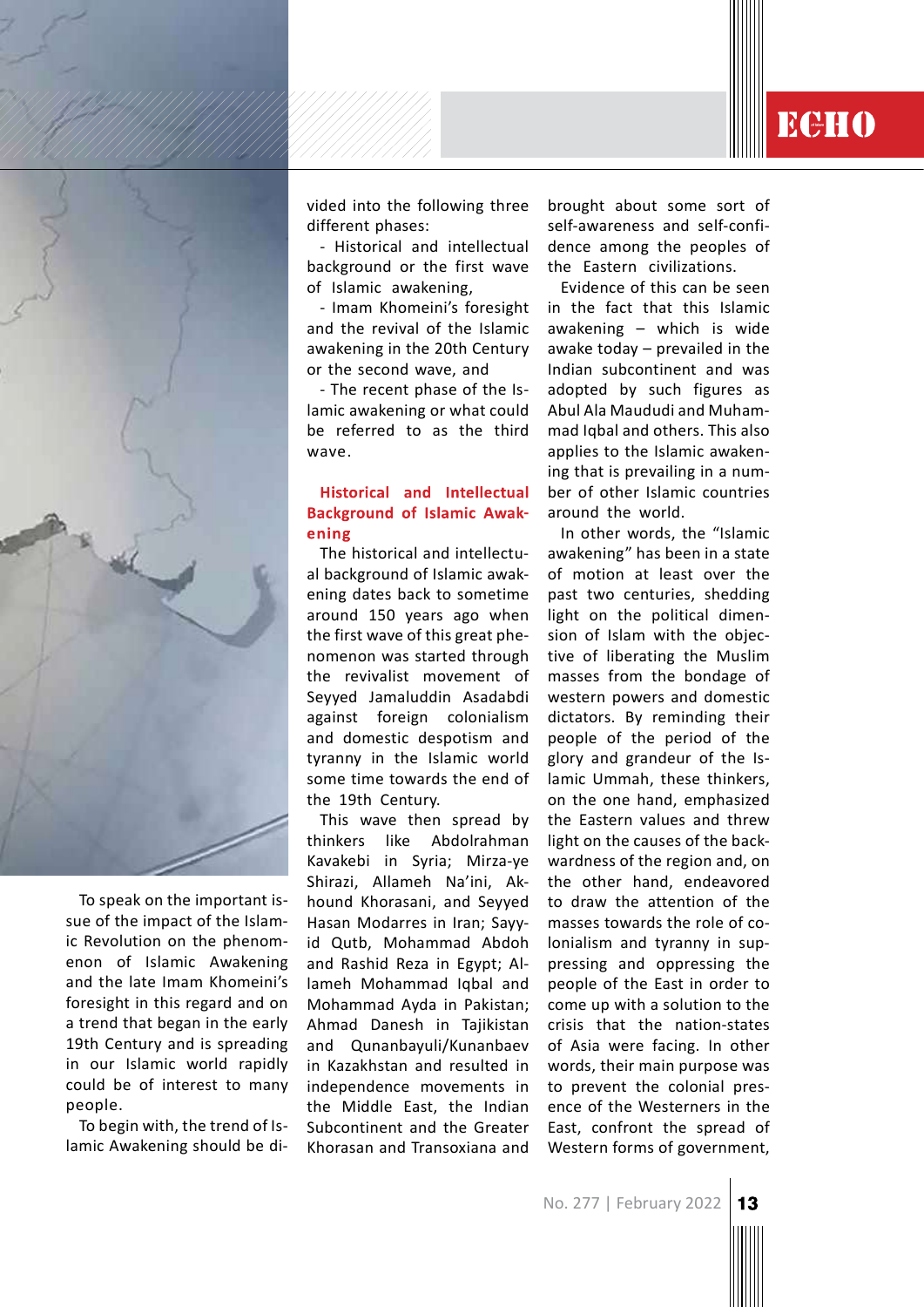To speak on the important issue of the impact of the Islamic Revolution on the phenomenon of Islamic Awakening and the late Imam Khomeini's foresight in this regard and on a trend that began in the early 19th Century and is spreading in our Islamic world rapidly could be of interest to many people.

To begin with, the trend of Islamic Awakening should be divided into the following three different phases:

- Historical and intellectual background or the first wave of Islamic awakening,
- Imam Khomeini's foresight and the revival of the Islamic awakening in the 20th Century or the second wave, and
- The recent phase of the Islamic awakening or what could be referred to as the third wave.

## Historical and Intellectual Background of Islamic Awakening

The historical and intellectual background of Islamic awakening dates back to sometime around 150 years ago when the first wave of this great phenomenon was started through the revivalist movement of Seyyed Jamaluddin Asadabdi against foreign colonialism and domestic despotism and tyranny in the Islamic world some time towards the end of the 19th Century.

This wave then spread by thinkers like Abdolrahman Kavakebi in Syria; Mirza-ye Shirazi, Allameh Na'ini, Akhound Khorasani, and Seyyed Hasan Modarres in Iran; Sayyid Qutb, Mohammad Abdoh and Rashid Reza in Egypt; Allameh Mohammad Iqbal and Mohammad Ayda in Pakistan; Ahmad Danesh in Tajikistan and Qunanbayuli/Kunanbaev in Kazakhstan and resulted in independence movements in the Middle East, the Indian Subcontinent and the Greater Khorasan and Transoxiana and brought about some sort of self-awareness and self-confidence among the peoples of the Eastern civilizations.

Evidence of this can be seen in the fact that this Islamic awakening – which is wide awake today – prevailed in the Indian subcontinent and was adopted by such figures as Abul Ala Maududi and Muhammad Iqbal and others. This also applies to the Islamic awakening that is prevailing in a number of other Islamic countries around the world.

In other words, the "Islamic awakening" has been in a state of motion at least over the past two centuries, shedding light on the political dimension of Islam with the objective of liberating the Muslim masses from the bondage of western powers and domestic dictators. By reminding their people of the period of the glory and grandeur of the Islamic Ummah, these thinkers, on the one hand, emphasized the Eastern values and threw light on the causes of the backwardness of the region and, on the other hand, endeavored to draw the attention of the masses towards the role of colonialism and tyranny in suppressing and oppressing the people of the East in order to come up with a solution to the crisis that the nation-states of Asia were facing. In other words, their main purpose was to prevent the colonial presence of the Westerners in the East, confront the spread of Western forms of government,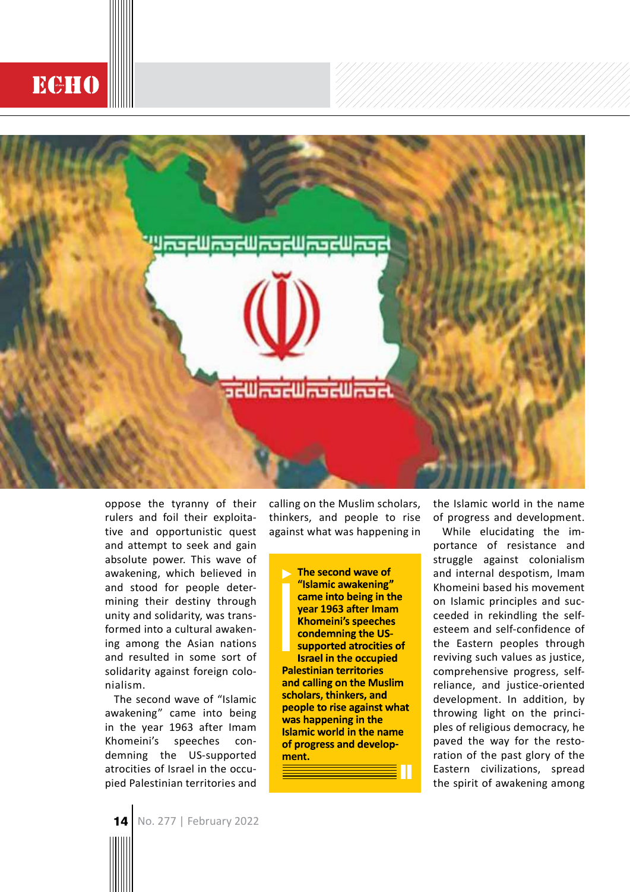oppose the tyranny of their rulers and foil their exploitative and opportunistic quest and attempt to seek and gain absolute power. This wave of awakening, which believed in and stood for people determining their destiny through unity and solidarity, was transformed into a cultural awakening among the Asian nations and resulted in some sort of solidarity against foreign colonialism.

The second wave of "Islamic awakening" came into being in the year 1963 after Imam Khomeini's speeches condemning the US-supported atrocities of Israel in the occupied Palestinian territories and calling on the Muslim scholars, thinkers, and people to rise against what was happening in the Islamic world in the name of progress and development.

> **The second wave of "Islamic awakening" came into being in the year 1963 after Imam Khomeini's speeches condemning the US-supported atrocities of Israel in the occupied Palestinian territories and calling on the Muslim scholars, thinkers, and people to rise against what was happening in the Islamic world in the name of progress and development.**

While elucidating the importance of resistance and struggle against colonialism and internal despotism, Imam Khomeini based his movement on Islamic principles and succeeded in rekindling the self-esteem and self-confidence of the Eastern peoples through reviving such values as justice, comprehensive progress, self-reliance, and justice-oriented development. In addition, by throwing light on the principles of religious democracy, he paved the way for the restoration of the past glory of the Eastern civilizations, spread the spirit of awakening among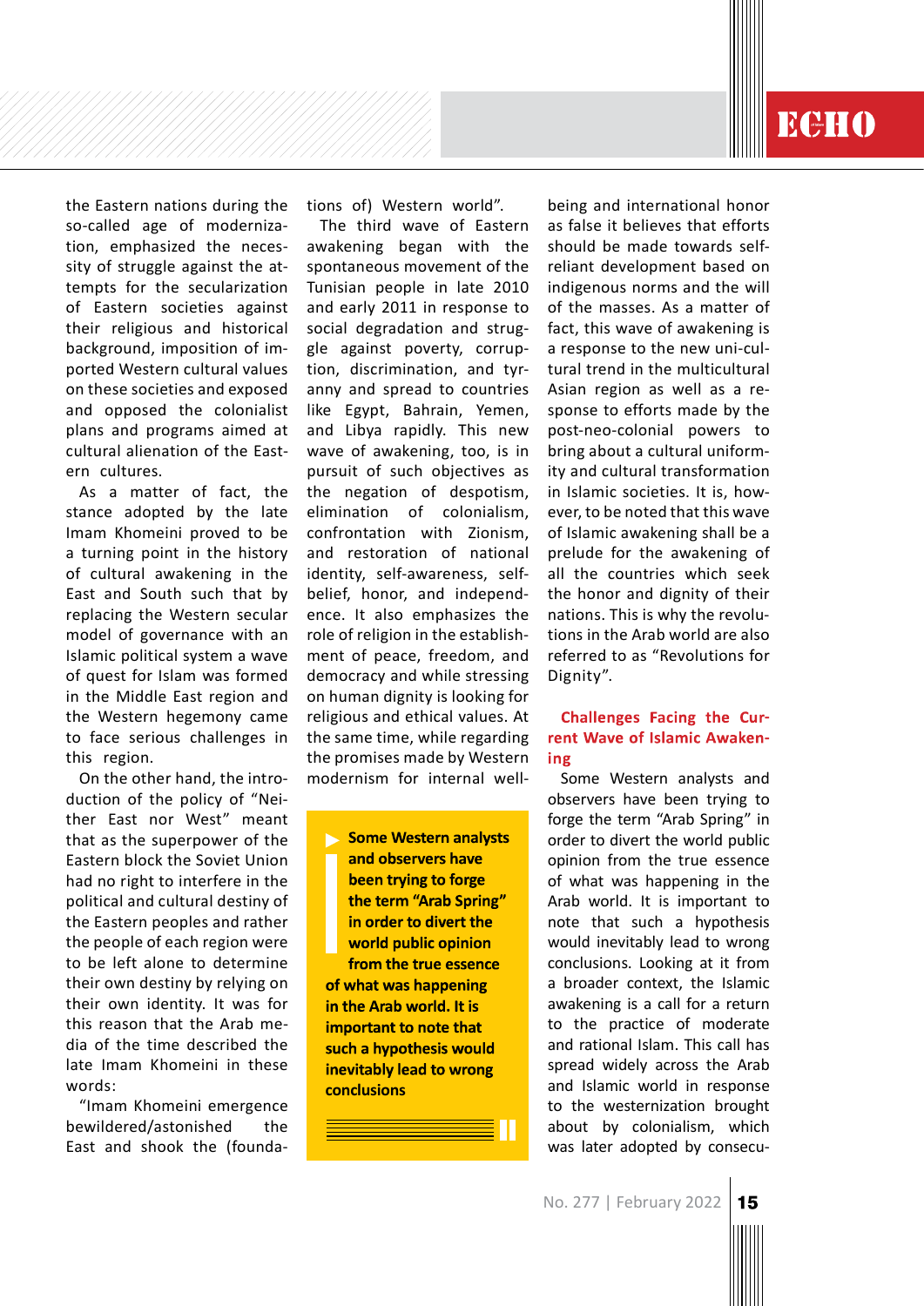the Eastern nations during the so-called age of modernization, emphasized the necessity of struggle against the attempts for the secularization of Eastern societies against their religious and historical background, imposition of imported Western cultural values on these societies and exposed and opposed the colonialist plans and programs aimed at cultural alienation of the Eastern cultures.

As a matter of fact, the stance adopted by the late Imam Khomeini proved to be a turning point in the history of cultural awakening in the East and South such that by replacing the Western secular model of governance with an Islamic political system a wave of quest for Islam was formed in the Middle East region and the Western hegemony came to face serious challenges in this region.

On the other hand, the introduction of the policy of "Neither East nor West" meant that as the superpower of the Eastern block the Soviet Union had no right to interfere in the political and cultural destiny of the Eastern peoples and rather the people of each region were to be left alone to determine their own destiny by relying on their own identity. It was for this reason that the Arab media of the time described the late Imam Khomeini in these words:

"Imam Khomeini emergence bewildered/astonished the East and shook the (foundations of) Western world".

The third wave of Eastern awakening began with the spontaneous movement of the Tunisian people in late 2010 and early 2011 in response to social degradation and struggle against poverty, corruption, discrimination, and tyranny and spread to countries like Egypt, Bahrain, Yemen, and Libya rapidly. This new wave of awakening, too, is in pursuit of such objectives as the negation of despotism, elimination of colonialism, confrontation with Zionism, and restoration of national identity, self-awareness, self-belief, honor, and independence. It also emphasizes the role of religion in the establishment of peace, freedom, and democracy and while stressing on human dignity is looking for religious and ethical values. At the same time, while regarding the promises made by Western modernism for internal well-being and international honor as false it believes that efforts should be made towards self-reliant development based on indigenous norms and the will of the masses. As a matter of fact, this wave of awakening is a response to the new uni-cultural trend in the multicultural Asian region as well as a response to efforts made by the post-neo-colonial powers to bring about a cultural uniformity and cultural transformation in Islamic societies. It is, however, to be noted that this wave of Islamic awakening shall be a prelude for the awakening of all the countries which seek the honor and dignity of their nations. This is why the revolutions in the Arab world are also referred to as "Revolutions for Dignity".

> **Some Western analysts and observers have been trying to forge the term "Arab Spring" in order to divert the world public opinion from the true essence of what was happening in the Arab world. It is important to note that such a hypothesis would inevitably lead to wrong conclusions**

### Challenges Facing the Current Wave of Islamic Awakening

Some Western analysts and observers have been trying to forge the term "Arab Spring" in order to divert the world public opinion from the true essence of what was happening in the Arab world. It is important to note that such a hypothesis would inevitably lead to wrong conclusions. Looking at it from a broader context, the Islamic awakening is a call for a return to the practice of moderate and rational Islam. This call has spread widely across the Arab and Islamic world in response to the westernization brought about by colonialism, which was later adopted by consecu-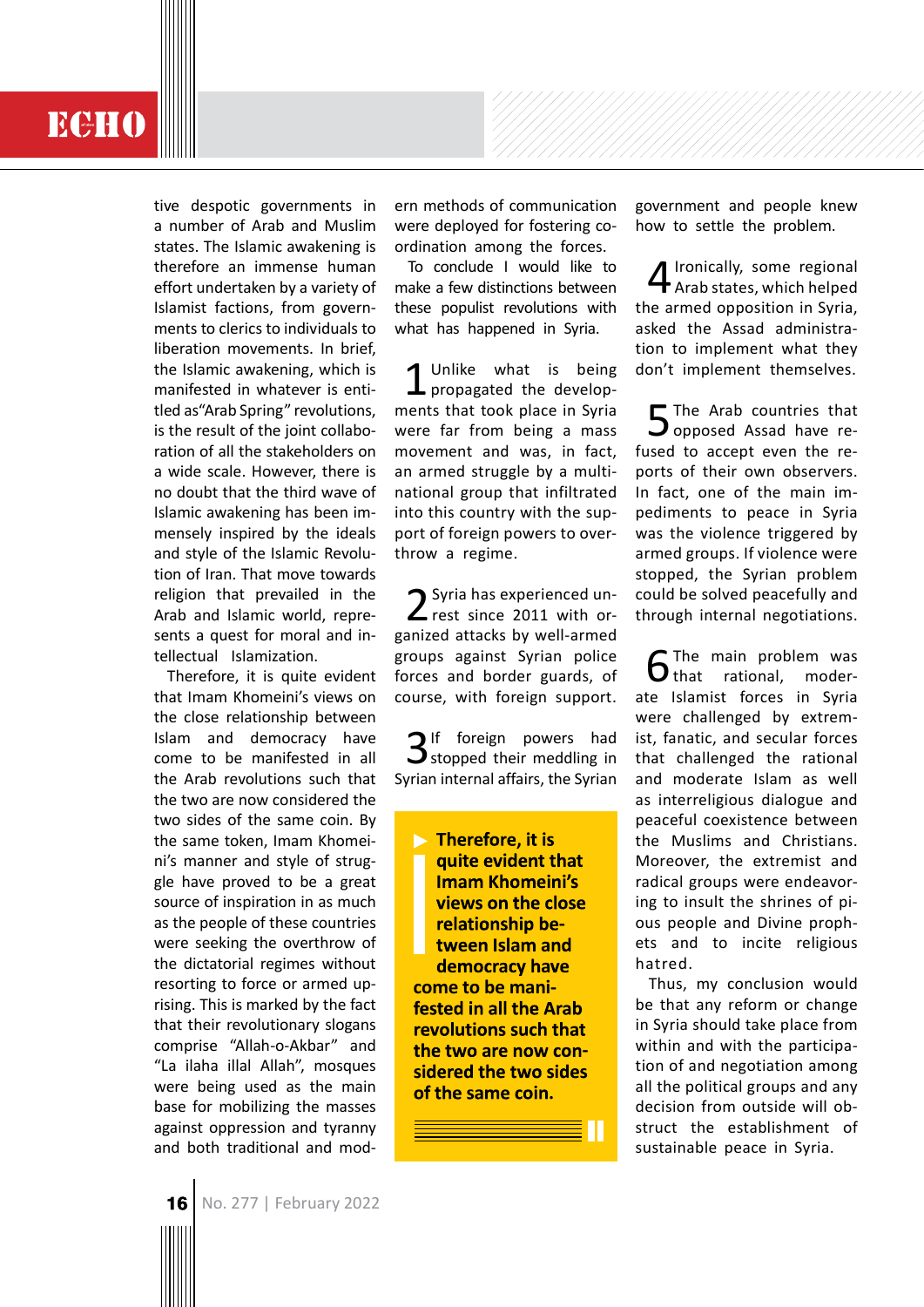tive despotic governments in a number of Arab and Muslim states. The Islamic awakening is therefore an immense human effort undertaken by a variety of Islamist factions, from governments to clerics to individuals to liberation movements. In brief, the Islamic awakening, which is manifested in whatever is entitled as"Arab Spring" revolutions, is the result of the joint collaboration of all the stakeholders on a wide scale. However, there is no doubt that the third wave of Islamic awakening has been immensely inspired by the ideals and style of the Islamic Revolution of Iran. That move towards religion that prevailed in the Arab and Islamic world, represents a quest for moral and intellectual Islamization.

Therefore, it is quite evident that Imam Khomeini's views on the close relationship between Islam and democracy have come to be manifested in all the Arab revolutions such that the two are now considered the two sides of the same coin. By the same token, Imam Khomeini's manner and style of struggle have proved to be a great source of inspiration in as much as the people of these countries were seeking the overthrow of the dictatorial regimes without resorting to force or armed uprising. This is marked by the fact that their revolutionary slogans comprise "Allah-o-Akbar" and "La ilaha illal Allah", mosques were being used as the main base for mobilizing the masses against oppression and tyranny and both traditional and modern methods of communication were deployed for fostering coordination among the forces.

To conclude I would like to make a few distinctions between these populist revolutions with what has happened in Syria.

1 Unlike what is being propagated the developments that took place in Syria were far from being a mass movement and was, in fact, an armed struggle by a multinational group that infiltrated into this country with the support of foreign powers to overthrow a regime.

2 Syria has experienced unrest since 2011 with organized attacks by well-armed groups against Syrian police forces and border guards, of course, with foreign support.

3 If foreign powers had stopped their meddling in Syrian internal affairs, the Syrian government and people knew how to settle the problem.

**Therefore, it is quite evident that Imam Khomeini's views on the close relationship between Islam and democracy have come to be manifested in all the Arab revolutions such that the two are now considered the two sides of the same coin.**

4 Ironically, some regional Arab states, which helped the armed opposition in Syria, asked the Assad administration to implement what they don't implement themselves.

5 The Arab countries that opposed Assad have refused to accept even the reports of their own observers. In fact, one of the main impediments to peace in Syria was the violence triggered by armed groups. If violence were stopped, the Syrian problem could be solved peacefully and through internal negotiations.

6 The main problem was that rational, moderate Islamist forces in Syria were challenged by extremist, fanatic, and secular forces that challenged the rational and moderate Islam as well as interreligious dialogue and peaceful coexistence between the Muslims and Christians. Moreover, the extremist and radical groups were endeavoring to insult the shrines of pious people and Divine prophets and to incite religious hatred.

Thus, my conclusion would be that any reform or change in Syria should take place from within and with the participation of and negotiation among all the political groups and any decision from outside will obstruct the establishment of sustainable peace in Syria.